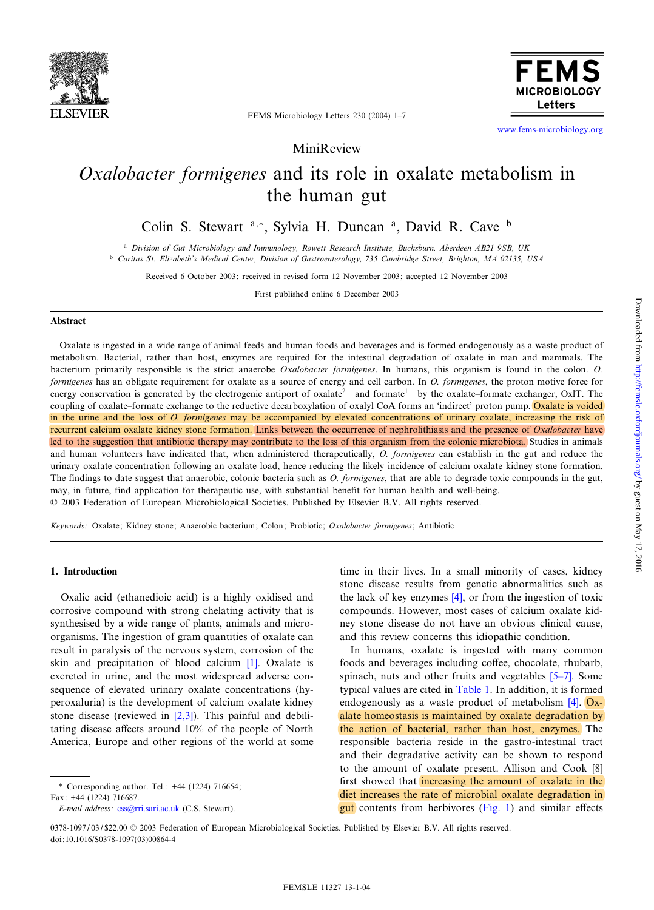MiniReview

# *Oxalobacter formigenes* and its role in oxalate metabolism in the human gut

Colin S. Stewart [a,*], Sylvia H. Duncan [a], David R. Cave [b]

[a] Division of Gut Microbiology and Immunology, Rowett Research Institute, Bucksburn, Aberdeen AB21 9SB, UK

[b] Caritas St. Elizabeth's Medical Center, Division of Gastroenterology, 735 Cambridge Street, Brighton, MA 02135, USA

Received 6 October 2003; received in revised form 12 November 2003; accepted 12 November 2003

First published online 6 December 2003

## Abstract

Oxalate is ingested in a wide range of animal feeds and human foods and beverages and is formed endogenously as a waste product of metabolism. Bacterial, rather than host, enzymes are required for the intestinal degradation of oxalate in man and mammals. The bacterium primarily responsible is the strict anaerobe *Oxalobacter formigenes*. In humans, this organism is found in the colon. *O. formigenes* has an obligate requirement for oxalate as a source of energy and cell carbon. In *O. formigenes*, the proton motive force for energy conservation is generated by the electrogenic antiport of oxalate$^{2-}$ and formate$^{1-}$ by the oxalate–formate exchanger, OxlT. The coupling of oxalate–formate exchange to the reductive decarboxylation of oxalyl CoA forms an 'indirect' proton pump. Oxalate is voided in the urine and the loss of *O. formigenes* may be accompanied by elevated concentrations of urinary oxalate, increasing the risk of recurrent calcium oxalate kidney stone formation. Links between the occurrence of nephrolithiasis and the presence of *Oxalobacter* have led to the suggestion that antibiotic therapy may contribute to the loss of this organism from the colonic microbiota. Studies in animals and human volunteers have indicated that, when administered therapeutically, *O. formigenes* can establish in the gut and reduce the urinary oxalate concentration following an oxalate load, hence reducing the likely incidence of calcium oxalate kidney stone formation. The findings to date suggest that anaerobic, colonic bacteria such as *O. formigenes*, that are able to degrade toxic compounds in the gut, may, in future, find application for therapeutic use, with substantial benefit for human health and well-being.

© 2003 Federation of European Microbiological Societies. Published by Elsevier B.V. All rights reserved.

*Keywords:* Oxalate; Kidney stone; Anaerobic bacterium; Colon; Probiotic; *Oxalobacter formigenes*; Antibiotic

## 1. Introduction

Oxalic acid (ethanedioic acid) is a highly oxidised and corrosive compound with strong chelating activity that is synthesised by a wide range of plants, animals and microorganisms. The ingestion of gram quantities of oxalate can result in paralysis of the nervous system, corrosion of the skin and precipitation of blood calcium [1]. Oxalate is excreted in urine, and the most widespread adverse consequence of elevated urinary oxalate concentrations (hyperoxaluria) is the development of calcium oxalate kidney stone disease (reviewed in [2,3]). This painful and debilitating disease affects around 10% of the people of North America, Europe and other regions of the world at some time in their lives. In a small minority of cases, kidney stone disease results from genetic abnormalities such as the lack of key enzymes [4], or from the ingestion of toxic compounds. However, most cases of calcium oxalate kidney stone disease do not have an obvious clinical cause, and this review concerns this idiopathic condition.

In humans, oxalate is ingested with many common foods and beverages including coffee, chocolate, rhubarb, spinach, nuts and other fruits and vegetables [5–7]. Some typical values are cited in Table 1. In addition, it is formed endogenously as a waste product of metabolism [4]. Oxalate homeostasis is maintained by oxalate degradation by the action of bacterial, rather than host, enzymes. The responsible bacteria reside in the gastro-intestinal tract and their degradative activity can be shown to respond to the amount of oxalate present. Allison and Cook [8] first showed that increasing the amount of oxalate in the diet increases the rate of microbial oxalate degradation in gut contents from herbivores (Fig. 1) and similar effects

\* Corresponding author. Tel.: +44 (1224) 716654; Fax: +44 (1224) 716687.
*E-mail address:* css@rri.sari.ac.uk (C.S. Stewart).

0378-1097/03/$22.00 © 2003 Federation of European Microbiological Societies. Published by Elsevier B.V. All rights reserved.
doi:10.1016/S0378-1097(03)00864-4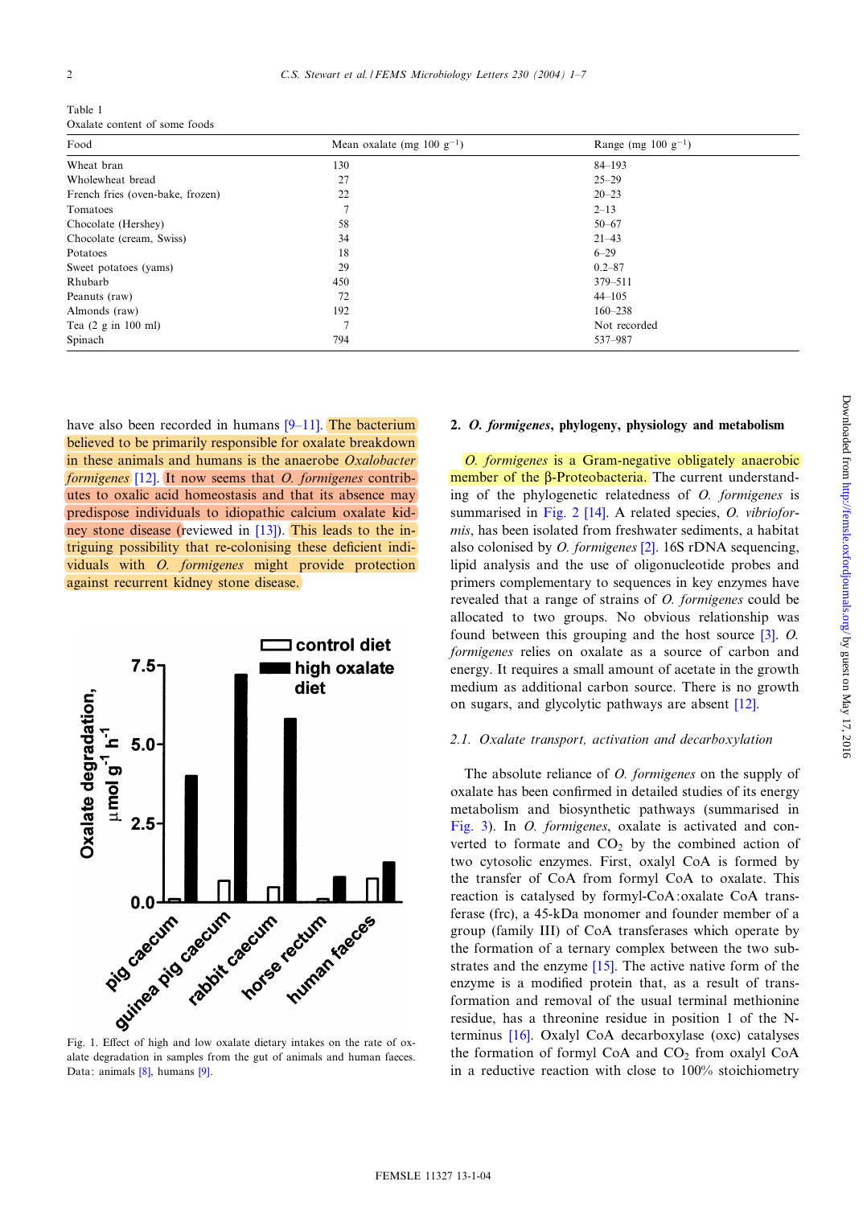Table 1
Oxalate content of some foods

| Food | Mean oxalate (mg 100 $g^{-1}$) | Range (mg 100 $g^{-1}$) |
|---|---|---|
| Wheat bran | 130 | 84–193 |
| Wholewheat bread | 27 | 25–29 |
| French fries (oven-bake, frozen) | 22 | 20–23 |
| Tomatoes | 7 | 2–13 |
| Chocolate (Hershey) | 58 | 50–67 |
| Chocolate (cream, Swiss) | 34 | 21–43 |
| Potatoes | 18 | 6–29 |
| Sweet potatoes (yams) | 29 | 0.2–87 |
| Rhubarb | 450 | 379–511 |
| Peanuts (raw) | 72 | 44–105 |
| Almonds (raw) | 192 | 160–238 |
| Tea (2 g in 100 ml) | 7 | Not recorded |
| Spinach | 794 | 537–987 |

have also been recorded in humans [9–11]. The bacterium believed to be primarily responsible for oxalate breakdown in these animals and humans is the anaerobe *Oxalobacter formigenes* [12]. It now seems that *O. formigenes* contributes to oxalic acid homeostasis and that its absence may predispose individuals to idiopathic calcium oxalate kidney stone disease (reviewed in [13]). This leads to the intriguing possibility that re-colonising these deficient individuals with *O. formigenes* might provide protection against recurrent kidney stone disease.

control diet
high oxalate diet
Oxalate degradation, μmol $g^{-1}$ $h^{-1}$
0.0
2.5
5.0
7.5
pig caecum
guinea pig caecum
rabbit caecum
horse rectum
human faeces

Fig. 1. Effect of high and low oxalate dietary intakes on the rate of oxalate degradation in samples from the gut of animals and human faeces. Data: animals [8], humans [9].

## 2. *O. formigenes*, phylogeny, physiology and metabolism

*O. formigenes* is a Gram-negative obligately anaerobic member of the β-Proteobacteria. The current understanding of the phylogenetic relatedness of *O. formigenes* is summarised in Fig. 2 [14]. A related species, *O. vibrioformis*, has been isolated from freshwater sediments, a habitat also colonised by *O. formigenes* [2]. 16S rDNA sequencing, lipid analysis and the use of oligonucleotide probes and primers complementary to sequences in key enzymes have revealed that a range of strains of *O. formigenes* could be allocated to two groups. No obvious relationship was found between this grouping and the host source [3]. *O. formigenes* relies on oxalate as a source of carbon and energy. It requires a small amount of acetate in the growth medium as additional carbon source. There is no growth on sugars, and glycolytic pathways are absent [12].

### 2.1. Oxalate transport, activation and decarboxylation

The absolute reliance of *O. formigenes* on the supply of oxalate has been confirmed in detailed studies of its energy metabolism and biosynthetic pathways (summarised in Fig. 3). In *O. formigenes*, oxalate is activated and converted to formate and $CO_2$ by the combined action of two cytosolic enzymes. First, oxalyl CoA is formed by the transfer of CoA from formyl CoA to oxalate. This reaction is catalysed by formyl-CoA:oxalate CoA transferase (frc), a 45-kDa monomer and founder member of a group (family III) of CoA transferases which operate by the formation of a ternary complex between the two substrates and the enzyme [15]. The active native form of the enzyme is a modified protein that, as a result of transformation and removal of the usual terminal methionine residue, has a threonine residue in position 1 of the N-terminus [16]. Oxalyl CoA decarboxylase (oxc) catalyses the formation of formyl CoA and $CO_2$ from oxalyl CoA in a reductive reaction with close to 100% stoichiometry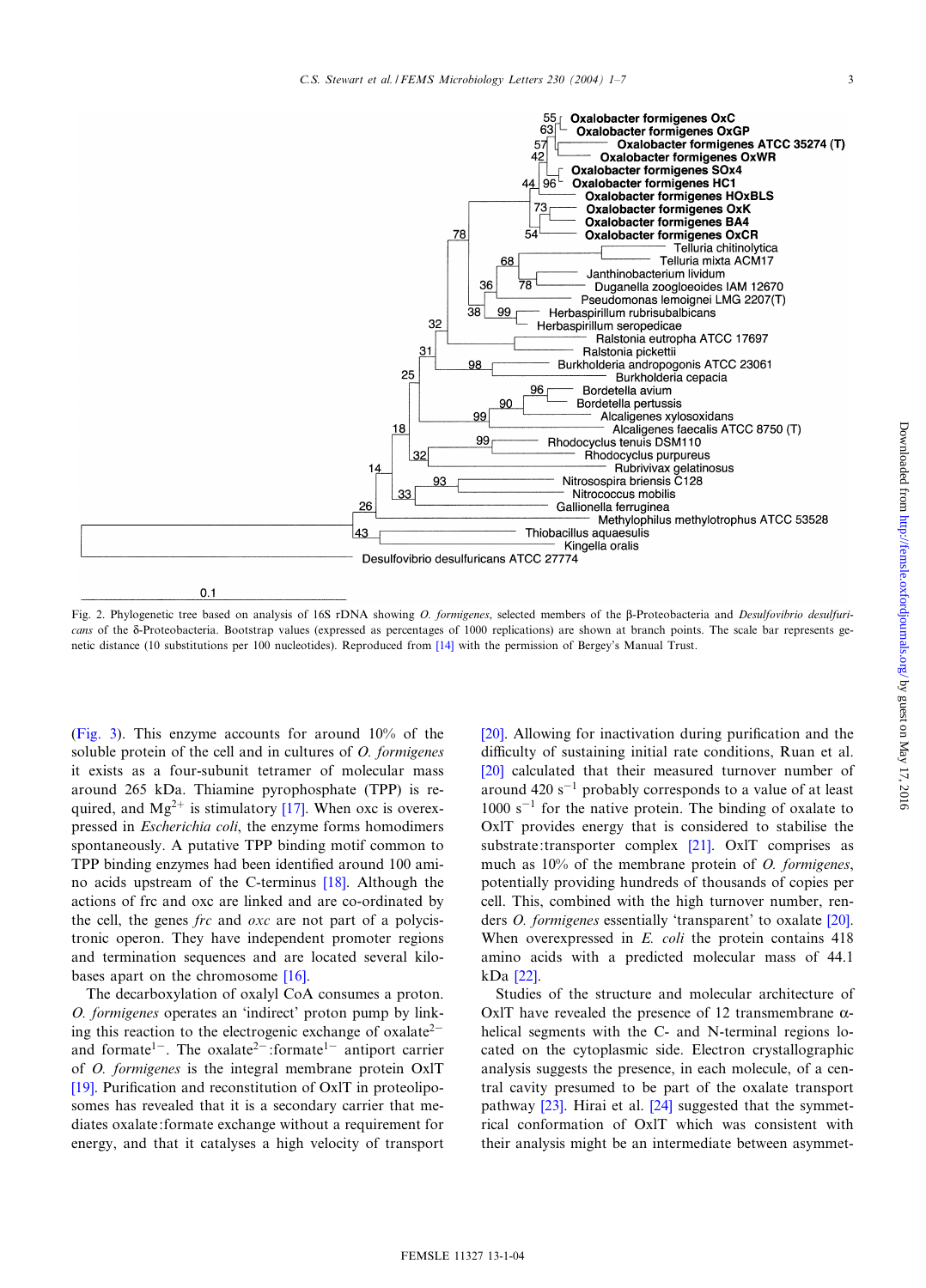55 Oxalobacter formigenes OxC
63 Oxalobacter formigenes OxGP
57 Oxalobacter formigenes ATCC 35274 (T)
42 Oxalobacter formigenes OxWR
Oxalobacter formigenes SOx4
44 96 Oxalobacter formigenes HC1
Oxalobacter formigenes HOxBLS
73 Oxalobacter formigenes OxK
Oxalobacter formigenes BA4
78 54 Oxalobacter formigenes OxCR
Telluria chitinolytica
68 Telluria mixta ACM17
Janthinobacterium lividum
36 78 Duganella zoogloeoides IAM 12670
Pseudomonas lemoignei LMG 2207(T)
38 99 Herbaspirillum rubrisubalbicans
32 Herbaspirillum seropedicae
Ralstonia eutropha ATCC 17697
31 Ralstonia pickettii
25 98 Burkholderia andropogonis ATCC 23061
Burkholderia cepacia
96 Bordetella avium
90 Bordetella pertussis
99 Alcaligenes xylosoxidans
18 Alcaligenes faecalis ATCC 8750 (T)
99 Rhodocyclus tenuis DSM110
32 Rhodocyclus purpureus
14 Rubrivivax gelatinosus
93 Nitrosospira briensis C128
33 Nitrococcus mobilis
26 Gallionella ferruginea
Methylophilus methylotrophus ATCC 53528
43 Thiobacillus aquaesulis
Kingella oralis
Desulfovibrio desulfuricans ATCC 27774

0.1

Fig. 2. Phylogenetic tree based on analysis of 16S rDNA showing *O. formigenes*, selected members of the β-Proteobacteria and *Desulfovibrio desulfuricans* of the δ-Proteobacteria. Bootstrap values (expressed as percentages of 1000 replications) are shown at branch points. The scale bar represents genetic distance (10 substitutions per 100 nucleotides). Reproduced from [14] with the permission of Bergey's Manual Trust.

(Fig. 3). This enzyme accounts for around 10% of the soluble protein of the cell and in cultures of *O. formigenes* it exists as a four-subunit tetramer of molecular mass around 265 kDa. Thiamine pyrophosphate (TPP) is required, and $Mg^{2+}$ is stimulatory [17]. When oxc is overexpressed in *Escherichia coli*, the enzyme forms homodimers spontaneously. A putative TPP binding motif common to TPP binding enzymes had been identified around 100 amino acids upstream of the C-terminus [18]. Although the actions of frc and oxc are linked and are co-ordinated by the cell, the genes *frc* and *oxc* are not part of a polycistronic operon. They have independent promoter regions and termination sequences and are located several kilobases apart on the chromosome [16].

The decarboxylation of oxalyl CoA consumes a proton. *O. formigenes* operates an 'indirect' proton pump by linking this reaction to the electrogenic exchange of $oxalate^{2-}$ and $formate^{1-}$. The $oxalate^{2-}$:$formate^{1-}$ antiport carrier of *O. formigenes* is the integral membrane protein OxlT [19]. Purification and reconstitution of OxlT in proteoliposomes has revealed that it is a secondary carrier that mediates oxalate:formate exchange without a requirement for energy, and that it catalyses a high velocity of transport [20]. Allowing for inactivation during purification and the difficulty of sustaining initial rate conditions, Ruan et al. [20] calculated that their measured turnover number of around 420 $s^{-1}$ probably corresponds to a value of at least 1000 $s^{-1}$ for the native protein. The binding of oxalate to OxlT provides energy that is considered to stabilise the substrate:transporter complex [21]. OxlT comprises as much as 10% of the membrane protein of *O. formigenes*, potentially providing hundreds of thousands of copies per cell. This, combined with the high turnover number, renders *O. formigenes* essentially 'transparent' to oxalate [20]. When overexpressed in *E. coli* the protein contains 418 amino acids with a predicted molecular mass of 44.1 kDa [22].

Studies of the structure and molecular architecture of OxlT have revealed the presence of 12 transmembrane α-helical segments with the C- and N-terminal regions located on the cytoplasmic side. Electron crystallographic analysis suggests the presence, in each molecule, of a central cavity presumed to be part of the oxalate transport pathway [23]. Hirai et al. [24] suggested that the symmetrical conformation of OxlT which was consistent with their analysis might be an intermediate between asymmet-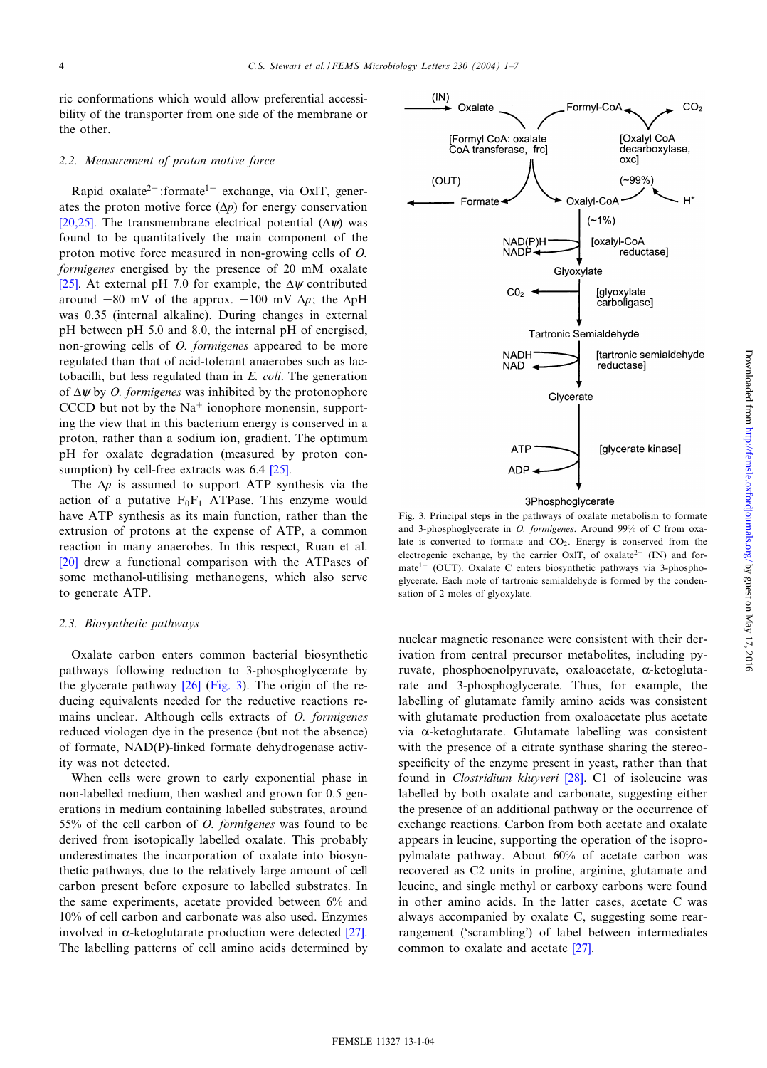ric conformations which would allow preferential accessibility of the transporter from one side of the membrane or the other.

### 2.2. Measurement of proton motive force

Rapid oxalate$^{2-}$:formate$^{1-}$ exchange, via OxlT, generates the proton motive force ($\Delta p$) for energy conservation [20,25]. The transmembrane electrical potential ($\Delta\psi$) was found to be quantitatively the main component of the proton motive force measured in non-growing cells of *O. formigenes* energised by the presence of 20 mM oxalate [25]. At external pH 7.0 for example, the $\Delta\psi$ contributed around −80 mV of the approx. −100 mV $\Delta p$; the ΔpH was 0.35 (internal alkaline). During changes in external pH between pH 5.0 and 8.0, the internal pH of energised, non-growing cells of *O. formigenes* appeared to be more regulated than that of acid-tolerant anaerobes such as lactobacilli, but less regulated than in *E. coli*. The generation of $\Delta\psi$ by *O. formigenes* was inhibited by the protonophore CCCD but not by the $Na^+$ ionophore monensin, supporting the view that in this bacterium energy is conserved in a proton, rather than a sodium ion, gradient. The optimum pH for oxalate degradation (measured by proton consumption) by cell-free extracts was 6.4 [25].

The $\Delta p$ is assumed to support ATP synthesis via the action of a putative $F_0F_1$ ATPase. This enzyme would have ATP synthesis as its main function, rather than the extrusion of protons at the expense of ATP, a common reaction in many anaerobes. In this respect, Ruan et al. [20] drew a functional comparison with the ATPases of some methanol-utilising methanogens, which also serve to generate ATP.

### 2.3. Biosynthetic pathways

Oxalate carbon enters common bacterial biosynthetic pathways following reduction to 3-phosphoglycerate by the glycerate pathway [26] (Fig. 3). The origin of the reducing equivalents needed for the reductive reactions remains unclear. Although cells extracts of *O. formigenes* reduced viologen dye in the presence (but not the absence) of formate, NAD(P)-linked formate dehydrogenase activity was not detected.

When cells were grown to early exponential phase in non-labelled medium, then washed and grown for 0.5 generations in medium containing labelled substrates, around 55% of the cell carbon of *O. formigenes* was found to be derived from isotopically labelled oxalate. This probably underestimates the incorporation of oxalate into biosynthetic pathways, due to the relatively large amount of cell carbon present before exposure to labelled substrates. In the same experiments, acetate provided between 6% and 10% of cell carbon and carbonate was also used. Enzymes involved in α-ketoglutarate production were detected [27]. The labelling patterns of cell amino acids determined by nuclear magnetic resonance were consistent with their derivation from central precursor metabolites, including pyruvate, phosphoenolpyruvate, oxaloacetate, α-ketoglutarate and 3-phosphoglycerate. Thus, for example, the labelling of glutamate family amino acids was consistent with glutamate production from oxaloacetate plus acetate via α-ketoglutarate. Glutamate labelling was consistent with the presence of a citrate synthase sharing the stereospecificity of the enzyme present in yeast, rather than that found in *Clostridium kluyveri* [28]. C1 of isoleucine was labelled by both oxalate and carbonate, suggesting either the presence of an additional pathway or the occurrence of exchange reactions. Carbon from both acetate and oxalate appears in leucine, supporting the operation of the isopropylmalate pathway. About 60% of acetate carbon was recovered as C2 units in proline, arginine, glutamate and leucine, and single methyl or carboxy carbons were found in other amino acids. In the latter cases, acetate C was always accompanied by oxalate C, suggesting some rearrangement ('scrambling') of label between intermediates common to oxalate and acetate [27].

(IN)
Oxalate
Formyl-CoA
$CO_2$
[Formyl CoA: oxalate CoA transferase, frc]
[Oxalyl CoA decarboxylase, oxc]
(OUT)
(~99%)
Formate
Oxalyl-CoA
$H^+$
(~1%)
NAD(P)H
NADP
[oxalyl-CoA reductase]
Glyoxylate
$CO_2$
[glyoxylate carboligase]
Tartronic Semialdehyde
NADH
NAD
[tartronic semialdehyde reductase]
Glycerate
ATP
ADP
[glycerate kinase]
3Phosphoglycerate

Fig. 3. Principal steps in the pathways of oxalate metabolism to formate and 3-phosphoglycerate in *O. formigenes*. Around 99% of C from oxalate is converted to formate and $CO_2$. Energy is conserved from the electrogenic exchange, by the carrier OxlT, of oxalate$^{2-}$ (IN) and formate$^{1-}$ (OUT). Oxalate C enters biosynthetic pathways via 3-phosphoglycerate. Each mole of tartronic semialdehyde is formed by the condensation of 2 moles of glyoxylate.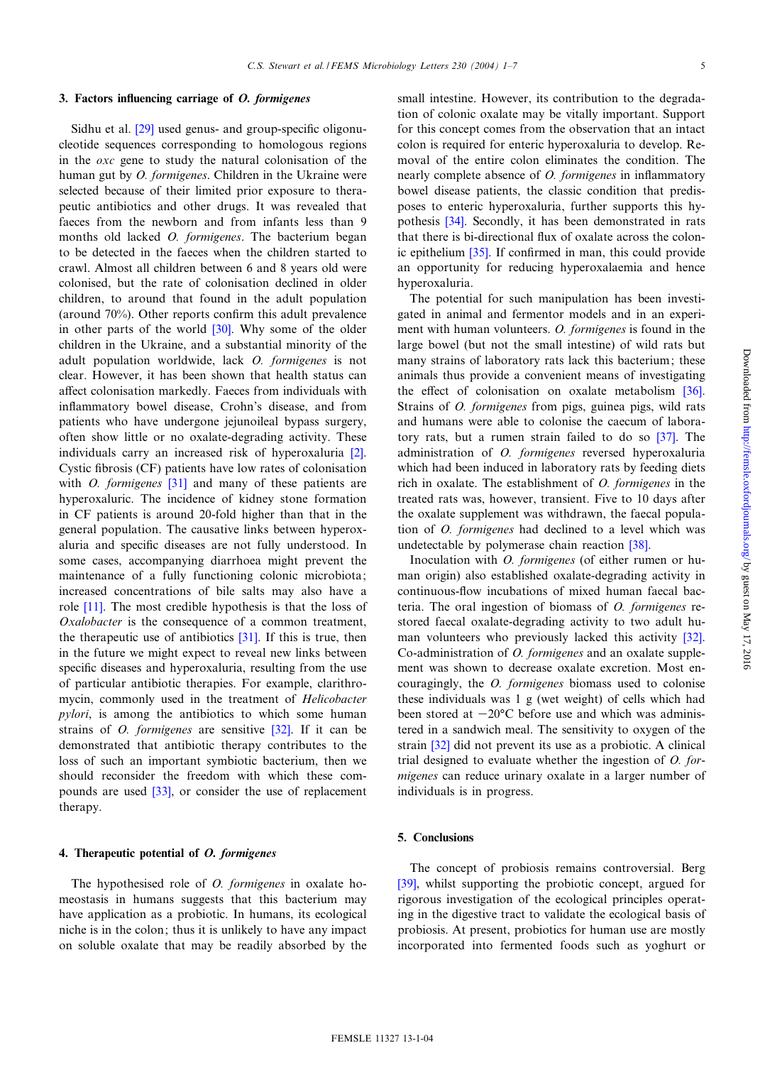## 3. Factors influencing carriage of *O. formigenes*

Sidhu et al. [29] used genus- and group-specific oligonucleotide sequences corresponding to homologous regions in the *oxc* gene to study the natural colonisation of the human gut by *O. formigenes*. Children in the Ukraine were selected because of their limited prior exposure to therapeutic antibiotics and other drugs. It was revealed that faeces from the newborn and from infants less than 9 months old lacked *O. formigenes*. The bacterium began to be detected in the faeces when the children started to crawl. Almost all children between 6 and 8 years old were colonised, but the rate of colonisation declined in older children, to around that found in the adult population (around 70%). Other reports confirm this adult prevalence in other parts of the world [30]. Why some of the older children in the Ukraine, and a substantial minority of the adult population worldwide, lack *O. formigenes* is not clear. However, it has been shown that health status can affect colonisation markedly. Faeces from individuals with inflammatory bowel disease, Crohn's disease, and from patients who have undergone jejunoileal bypass surgery, often show little or no oxalate-degrading activity. These individuals carry an increased risk of hyperoxaluria [2]. Cystic fibrosis (CF) patients have low rates of colonisation with *O. formigenes* [31] and many of these patients are hyperoxaluric. The incidence of kidney stone formation in CF patients is around 20-fold higher than that in the general population. The causative links between hyperoxaluria and specific diseases are not fully understood. In some cases, accompanying diarrhoea might prevent the maintenance of a fully functioning colonic microbiota; increased concentrations of bile salts may also have a role [11]. The most credible hypothesis is that the loss of *Oxalobacter* is the consequence of a common treatment, the therapeutic use of antibiotics [31]. If this is true, then in the future we might expect to reveal new links between specific diseases and hyperoxaluria, resulting from the use of particular antibiotic therapies. For example, clarithromycin, commonly used in the treatment of *Helicobacter pylori*, is among the antibiotics to which some human strains of *O. formigenes* are sensitive [32]. If it can be demonstrated that antibiotic therapy contributes to the loss of such an important symbiotic bacterium, then we should reconsider the freedom with which these compounds are used [33], or consider the use of replacement therapy.

## 4. Therapeutic potential of *O. formigenes*

The hypothesised role of *O. formigenes* in oxalate homeostasis in humans suggests that this bacterium may have application as a probiotic. In humans, its ecological niche is in the colon; thus it is unlikely to have any impact on soluble oxalate that may be readily absorbed by the small intestine. However, its contribution to the degradation of colonic oxalate may be vitally important. Support for this concept comes from the observation that an intact colon is required for enteric hyperoxaluria to develop. Removal of the entire colon eliminates the condition. The nearly complete absence of *O. formigenes* in inflammatory bowel disease patients, the classic condition that predisposes to enteric hyperoxaluria, further supports this hypothesis [34]. Secondly, it has been demonstrated in rats that there is bi-directional flux of oxalate across the colonic epithelium [35]. If confirmed in man, this could provide an opportunity for reducing hyperoxalaemia and hence hyperoxaluria.

The potential for such manipulation has been investigated in animal and fermentor models and in an experiment with human volunteers. *O. formigenes* is found in the large bowel (but not the small intestine) of wild rats but many strains of laboratory rats lack this bacterium; these animals thus provide a convenient means of investigating the effect of colonisation on oxalate metabolism [36]. Strains of *O. formigenes* from pigs, guinea pigs, wild rats and humans were able to colonise the caecum of laboratory rats, but a rumen strain failed to do so [37]. The administration of *O. formigenes* reversed hyperoxaluria which had been induced in laboratory rats by feeding diets rich in oxalate. The establishment of *O. formigenes* in the treated rats was, however, transient. Five to 10 days after the oxalate supplement was withdrawn, the faecal population of *O. formigenes* had declined to a level which was undetectable by polymerase chain reaction [38].

Inoculation with *O. formigenes* (of either rumen or human origin) also established oxalate-degrading activity in continuous-flow incubations of mixed human faecal bacteria. The oral ingestion of biomass of *O. formigenes* restored faecal oxalate-degrading activity in two adult human volunteers who previously lacked this activity [32]. Co-administration of *O. formigenes* and an oxalate supplement was shown to decrease oxalate excretion. Most encouragingly, the *O. formigenes* biomass used to colonise these individuals was 1 g (wet weight) of cells which had been stored at −20°C before use and which was administered in a sandwich meal. The sensitivity to oxygen of the strain [32] did not prevent its use as a probiotic. A clinical trial designed to evaluate whether the ingestion of *O. formigenes* can reduce urinary oxalate in a larger number of individuals is in progress.

## 5. Conclusions

The concept of probiosis remains controversial. Berg [39], whilst supporting the probiotic concept, argued for rigorous investigation of the ecological principles operating in the digestive tract to validate the ecological basis of probiosis. At present, probiotics for human use are mostly incorporated into fermented foods such as yoghurt or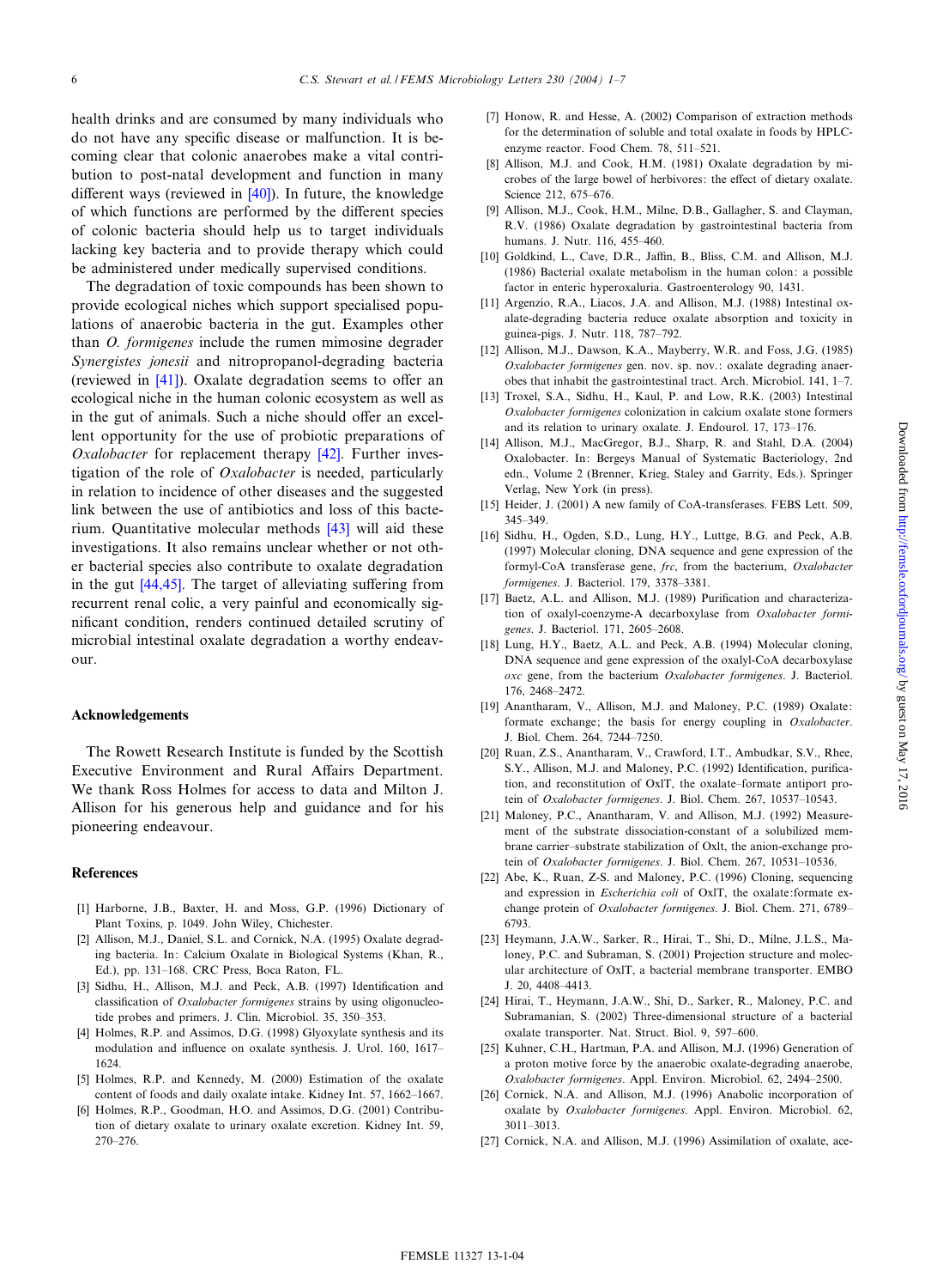health drinks and are consumed by many individuals who do not have any specific disease or malfunction. It is becoming clear that colonic anaerobes make a vital contribution to post-natal development and function in many different ways (reviewed in [40]). In future, the knowledge of which functions are performed by the different species of colonic bacteria should help us to target individuals lacking key bacteria and to provide therapy which could be administered under medically supervised conditions.

The degradation of toxic compounds has been shown to provide ecological niches which support specialised populations of anaerobic bacteria in the gut. Examples other than *O. formigenes* include the rumen mimosine degrader *Synergistes jonesii* and nitropropanol-degrading bacteria (reviewed in [41]). Oxalate degradation seems to offer an ecological niche in the human colonic ecosystem as well as in the gut of animals. Such a niche should offer an excellent opportunity for the use of probiotic preparations of *Oxalobacter* for replacement therapy [42]. Further investigation of the role of *Oxalobacter* is needed, particularly in relation to incidence of other diseases and the suggested link between the use of antibiotics and loss of this bacterium. Quantitative molecular methods [43] will aid these investigations. It also remains unclear whether or not other bacterial species also contribute to oxalate degradation in the gut [44,45]. The target of alleviating suffering from recurrent renal colic, a very painful and economically significant condition, renders continued detailed scrutiny of microbial intestinal oxalate degradation a worthy endeavour.

## Acknowledgements

The Rowett Research Institute is funded by the Scottish Executive Environment and Rural Affairs Department. We thank Ross Holmes for access to data and Milton J. Allison for his generous help and guidance and for his pioneering endeavour.

## References

[1] Harborne, J.B., Baxter, H. and Moss, G.P. (1996) Dictionary of Plant Toxins, p. 1049. John Wiley, Chichester.

[2] Allison, M.J., Daniel, S.L. and Cornick, N.A. (1995) Oxalate degrading bacteria. In: Calcium Oxalate in Biological Systems (Khan, R., Ed.), pp. 131–168. CRC Press, Boca Raton, FL.

[3] Sidhu, H., Allison, M.J. and Peck, A.B. (1997) Identification and classification of *Oxalobacter formigenes* strains by using oligonucleotide probes and primers. J. Clin. Microbiol. 35, 350–353.

[4] Holmes, R.P. and Assimos, D.G. (1998) Glyoxylate synthesis and its modulation and influence on oxalate synthesis. J. Urol. 160, 1617–1624.

[5] Holmes, R.P. and Kennedy, M. (2000) Estimation of the oxalate content of foods and daily oxalate intake. Kidney Int. 57, 1662–1667.

[6] Holmes, R.P., Goodman, H.O. and Assimos, D.G. (2001) Contribution of dietary oxalate to urinary oxalate excretion. Kidney Int. 59, 270–276.

[7] Honow, R. and Hesse, A. (2002) Comparison of extraction methods for the determination of soluble and total oxalate in foods by HPLC-enzyme reactor. Food Chem. 78, 511–521.

[8] Allison, M.J. and Cook, H.M. (1981) Oxalate degradation by microbes of the large bowel of herbivores: the effect of dietary oxalate. Science 212, 675–676.

[9] Allison, M.J., Cook, H.M., Milne, D.B., Gallagher, S. and Clayman, R.V. (1986) Oxalate degradation by gastrointestinal bacteria from humans. J. Nutr. 116, 455–460.

[10] Goldkind, L., Cave, D.R., Jaffin, B., Bliss, C.M. and Allison, M.J. (1986) Bacterial oxalate metabolism in the human colon: a possible factor in enteric hyperoxaluria. Gastroenterology 90, 1431.

[11] Argenzio, R.A., Liacos, J.A. and Allison, M.J. (1988) Intestinal oxalate-degrading bacteria reduce oxalate absorption and toxicity in guinea-pigs. J. Nutr. 118, 787–792.

[12] Allison, M.J., Dawson, K.A., Mayberry, W.R. and Foss, J.G. (1985) *Oxalobacter formigenes* gen. nov. sp. nov.: oxalate degrading anaerobes that inhabit the gastrointestinal tract. Arch. Microbiol. 141, 1–7.

[13] Troxel, S.A., Sidhu, H., Kaul, P. and Low, R.K. (2003) Intestinal *Oxalobacter formigenes* colonization in calcium oxalate stone formers and its relation to urinary oxalate. J. Endourol. 17, 173–176.

[14] Allison, M.J., MacGregor, B.J., Baup, R., Sharp, R. and Stahl, D.A. (2004) Oxalobacter. In: Bergeys Manual of Systematic Bacteriology, 2nd edn., Volume 2 (Brenner, Krieg, Staley and Garrity, Eds.). Springer Verlag, New York (in press).

[15] Heider, J. (2001) A new family of CoA-transferases. FEBS Lett. 509, 345–349.

[16] Sidhu, H., Ogden, S.D., Lung, H.Y., Luttge, B.G. and Peck, A.B. (1997) Molecular cloning, DNA sequence and gene expression of the formyl-CoA transferase gene, *frc*, from the bacterium, *Oxalobacter formigenes*. J. Bacteriol. 179, 3378–3381.

[17] Baetz, A.L. and Allison, M.J. (1989) Purification and characterization of oxalyl-coenzyme-A decarboxylase from *Oxalobacter formigenes*. J. Bacteriol. 171, 2605–2608.

[18] Lung, H.Y., Baetz, A.L. and Peck, A.B. (1994) Molecular cloning, DNA sequence and gene expression of the oxalyl-CoA decarboxylase *oxc* gene, from the bacterium *Oxalobacter formigenes*. J. Bacteriol. 176, 2468–2472.

[19] Anantharam, V., Allison, M.J. and Maloney, P.C. (1989) Oxalate: formate exchange; the basis for energy coupling in *Oxalobacter*. J. Biol. Chem. 264, 7244–7250.

[20] Ruan, Z.S., Anantharam, V., Crawford, I.T., Ambudkar, S.V., Rhee, S.Y., Allison, M.J. and Maloney, P.C. (1992) Identification, purification, and reconstitution of OxlT, the oxalate–formate antiport protein of *Oxalobacter formigenes*. J. Biol. Chem. 267, 10537–10543.

[21] Maloney, P.C., Anantharam, V. and Allison, M.J. (1992) Measurement of the substrate dissociation-constant of a solubilized membrane carrier–substrate stabilization of Oxlt, the anion-exchange protein of *Oxalobacter formigenes*. J. Biol. Chem. 267, 10531–10536.

[22] Abe, K., Ruan, Z-S. and Maloney, P.C. (1996) Cloning, sequencing and expression in *Escherichia coli* of OxlT, the oxalate:formate exchange protein of *Oxalobacter formigenes*. J. Biol. Chem. 271, 6789–6793.

[23] Heymann, J.A.W., Sarker, R., Hirai, T., Shi, D., Milne, J.L.S., Maloney, P.C. and Subraman, S. (2001) Projection structure and molecular architecture of OxlT, a bacterial membrane transporter. EMBO J. 20, 4408–4413.

[24] Hirai, T., Heymann, J.A.W., Shi, D., Sarker, R., Maloney, P.C. and Subramanian, S. (2002) Three-dimensional structure of a bacterial oxalate transporter. Nat. Struct. Biol. 9, 597–600.

[25] Kuhner, C.H., Hartman, P.A. and Allison, M.J. (1996) Generation of a proton motive force by the anaerobic oxalate-degrading anaerobe, *Oxalobacter formigenes*. Appl. Environ. Microbiol. 62, 2494–2500.

[26] Cornick, N.A. and Allison, M.J. (1996) Anabolic incorporation of oxalate by *Oxalobacter formigenes*. Appl. Environ. Microbiol. 62, 3011–3013.

[27] Cornick, N.A. and Allison, M.J. (1996) Assimilation of oxalate, ace-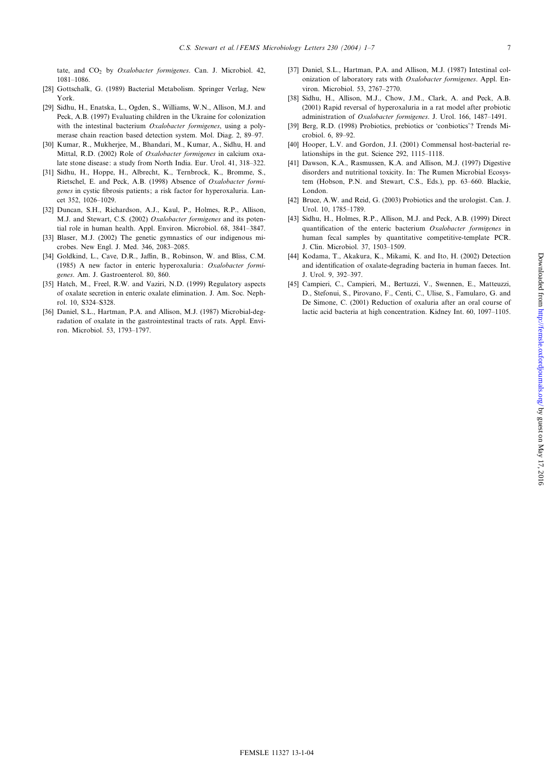tate, and $CO_2$ by *Oxalobacter formigenes*. Can. J. Microbiol. 42, 1081–1086.

[28] Gottschalk, G. (1989) Bacterial Metabolism. Springer Verlag, New York.

[29] Sidhu, H., Enatska, L., Ogden, S., Williams, W.N., Allison, M.J. and Peck, A.B. (1997) Evaluating children in the Ukraine for colonization with the intestinal bacterium *Oxalobacter formigenes*, using a polymerase chain reaction based detection system. Mol. Diag. 2, 89–97.

[30] Kumar, R., Mukherjee, M., Bhandari, M., Kumar, A., Sidhu, H. and Mittal, R.D. (2002) Role of *Oxalobacter formigenes* in calcium oxalate stone disease: a study from North India. Eur. Urol. 41, 318–322.

[31] Sidhu, H., Hoppe, H., Albrecht, K., Ternbrock, K., Bromme, S., Rietschel, E. and Peck, A.B. (1998) Absence of *Oxalobacter formigenes* in cystic fibrosis patients; a risk factor for hyperoxaluria. Lancet 352, 1026–1029.

[32] Duncan, S.H., Richardson, A.J., Kaul, P., Holmes, R.P., Allison, M.J. and Stewart, C.S. (2002) *Oxalobacter formigenes* and its potential role in human health. Appl. Environ. Microbiol. 68, 3841–3847.

[33] Blaser, M.J. (2002) The genetic gymnastics of our indigenous microbes. New Engl. J. Med. 346, 2083–2085.

[34] Goldkind, L., Cave, D.R., Jaffin, B., Robinson, W. and Bliss, C.M. (1985) A new factor in enteric hyperoxaluria: *Oxalobacter formigenes*. Am. J. Gastroenterol. 80, 860.

[35] Hatch, M., Freel, R.W. and Vaziri, N.D. (1999) Regulatory aspects of oxalate secretion in enteric oxalate elimination. J. Am. Soc. Nephrol. 10, S324–S328.

[36] Daniel, S.L., Hartman, P.A. and Allison, M.J. (1987) Microbial-degradation of oxalate in the gastrointestinal tracts of rats. Appl. Environ. Microbiol. 53, 1793–1797.

[37] Daniel, S.L., Hartman, P.A. and Allison, M.J. (1987) Intestinal colonization of laboratory rats with *Oxalobacter formigenes*. Appl. Environ. Microbiol. 53, 2767–2770.

[38] Sidhu, H., Allison, M.J., Chow, J.M., Clark, A. and Peck, A.B. (2001) Rapid reversal of hyperoxaluria in a rat model after probiotic administration of *Oxalobacter formigenes*. J. Urol. 166, 1487–1491.

[39] Berg, R.D. (1998) Probiotics, prebiotics or 'conbiotics'? Trends Microbiol. 6, 89–92.

[40] Hooper, L.V. and Gordon, J.I. (2001) Commensal host-bacterial relationships in the gut. Science 292, 1115–1118.

[41] Dawson, K.A., Rasmussen, K.A. and Allison, M.J. (1997) Digestive disorders and nutritional toxicity. In: The Rumen Microbial Ecosystem (Hobson, P.N. and Stewart, C.S., Eds.), pp. 63–660. Blackie, London.

[42] Bruce, A.W. and Reid, G. (2003) Probiotics and the urologist. Can. J. Urol. 10, 1785–1789.

[43] Sidhu, H., Holmes, R.P., Allison, M.J. and Peck, A.B. (1999) Direct quantification of the enteric bacterium *Oxalobacter formigenes* in human fecal samples by quantitative competitive-template PCR. J. Clin. Microbiol. 37, 1503–1509.

[44] Kodama, T., Akakura, K., Mikami, K. and Ito, H. (2002) Detection and identification of oxalate-degrading bacteria in human faeces. Int. J. Urol. 9, 392–397.

[45] Campieri, C., Campieri, M., Bertuzzi, V., Swennen, E., Matteuzzi, D., Stefonui, S., Pirovano, F., Centi, C., Ulise, S., Famularo, G. and De Simone, C. (2001) Reduction of oxaluria after an oral course of lactic acid bacteria at high concentration. Kidney Int. 60, 1097–1105.